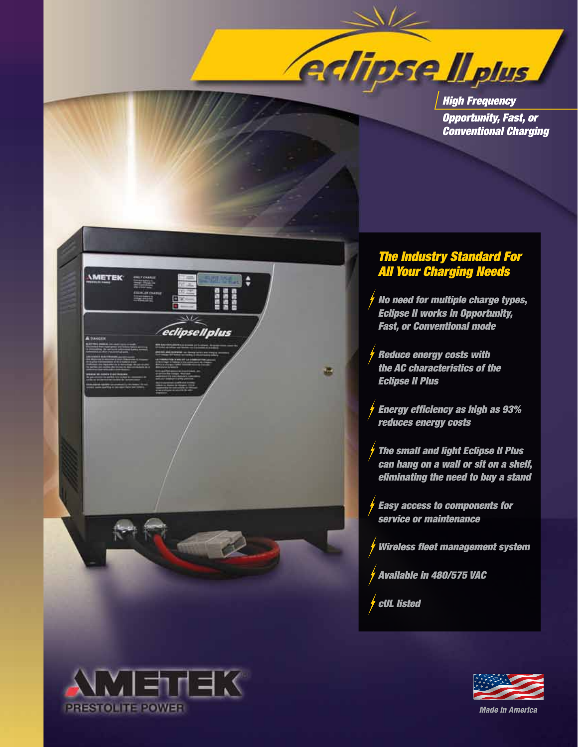# eclipse II plus

**High Frequency**

**Opportunity, Fast, or Conventional Charging**

## The Industry Standard For All Your Charging Needs

- No need for multiple charge types, Eclipse II works in Opportunity, Fast, or Conventional mode
- Reduce energy costs with the AC characteristics of the Eclipse II Plus
- Energy efficiency as high as 93% reduces energy costs
- The small and light Eclipse II Plus can hang on a wall or sit on a shelf, eliminating the need to buy a stand
- Easy access to components for service or maintenance
- Wireless fleet management system
- Available in 480/575 VAC
- cUL listed

AMETEK PRESTOLITE POWER

Made in America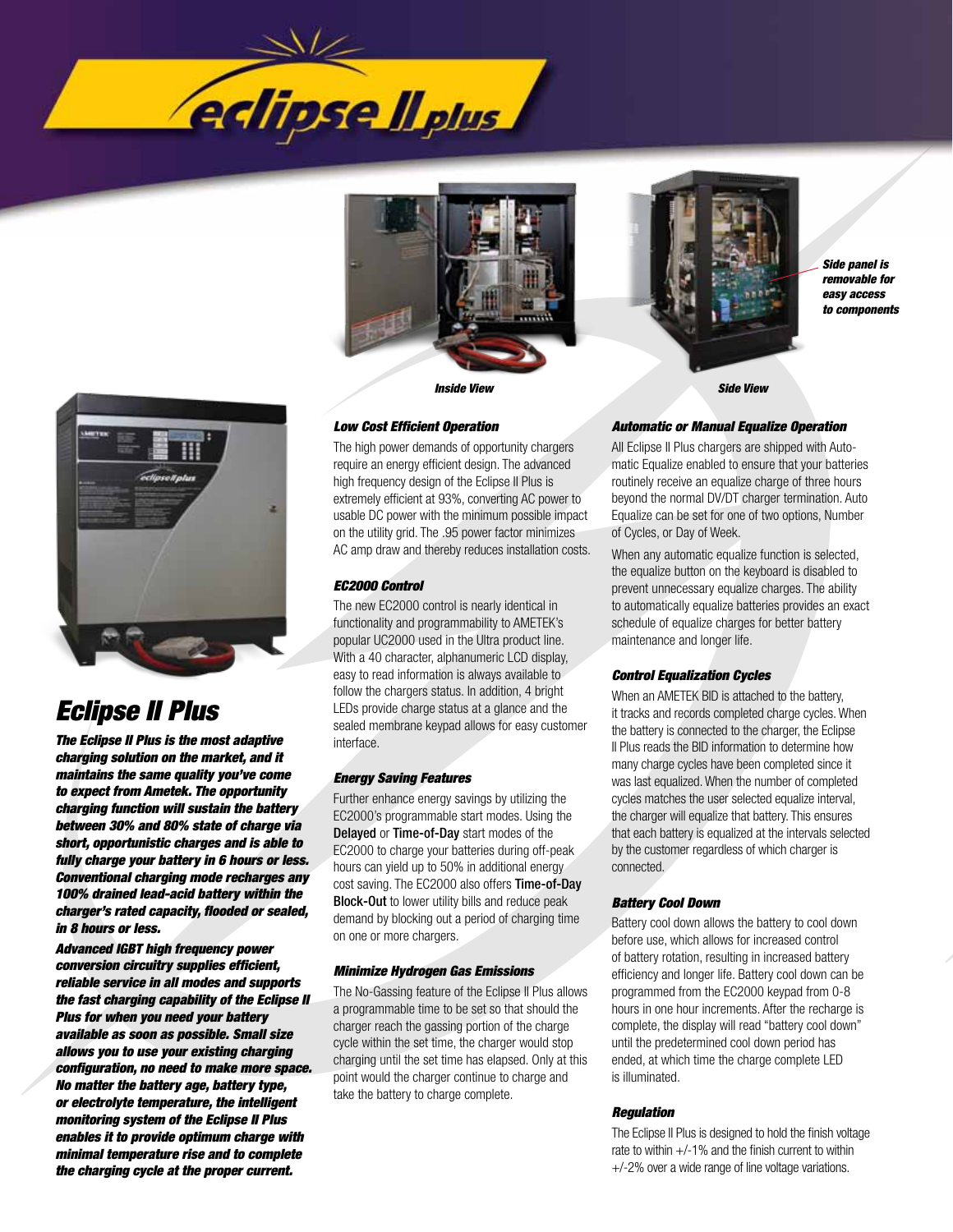*Side panel is removable for easy access to components*

*Inside View*

*Side View*

# Eclipse II Plus

***The Eclipse II Plus is the most adaptive charging solution on the market, and it maintains the same quality you've come to expect from Ametek. The opportunity charging function will sustain the battery between 30% and 80% state of charge via short, opportunistic charges and is able to fully charge your battery in 6 hours or less. Conventional charging mode recharges any 100% drained lead-acid battery within the charger's rated capacity, flooded or sealed, in 8 hours or less.***

***Advanced IGBT high frequency power conversion circuitry supplies efficient, reliable service in all modes and supports the fast charging capability of the Eclipse II Plus for when you need your battery available as soon as possible. Small size allows you to use your existing charging configuration, no need to make more space. No matter the battery age, battery type, or electrolyte temperature, the intelligent monitoring system of the Eclipse II Plus enables it to provide optimum charge with minimal temperature rise and to complete the charging cycle at the proper current.***

### Low Cost Efficient Operation

The high power demands of opportunity chargers require an energy efficient design. The advanced high frequency design of the Eclipse II Plus is extremely efficient at 93%, converting AC power to usable DC power with the minimum possible impact on the utility grid. The .95 power factor minimizes AC amp draw and thereby reduces installation costs.

### EC2000 Control

The new EC2000 control is nearly identical in functionality and programmability to AMETEK's popular UC2000 used in the Ultra product line. With a 40 character, alphanumeric LCD display, easy to read information is always available to follow the chargers status. In addition, 4 bright LEDs provide charge status at a glance and the sealed membrane keypad allows for easy customer interface.

### Energy Saving Features

Further enhance energy savings by utilizing the EC2000's programmable start modes. Using the **Delayed** or **Time-of-Day** start modes of the EC2000 to charge your batteries during off-peak hours can yield up to 50% in additional energy cost saving. The EC2000 also offers **Time-of-Day Block-Out** to lower utility bills and reduce peak demand by blocking out a period of charging time on one or more chargers.

### Minimize Hydrogen Gas Emissions

The No-Gassing feature of the Eclipse II Plus allows a programmable time to be set so that should the charger reach the gassing portion of the charge cycle within the set time, the charger would stop charging until the set time has elapsed. Only at this point would the charger continue to charge and take the battery to charge complete.

### Automatic or Manual Equalize Operation

All Eclipse II Plus chargers are shipped with Automatic Equalize enabled to ensure that your batteries routinely receive an equalize charge of three hours beyond the normal DV/DT charger termination. Auto Equalize can be set for one of two options, Number of Cycles, or Day of Week.

When any automatic equalize function is selected, the equalize button on the keyboard is disabled to prevent unnecessary equalize charges. The ability to automatically equalize batteries provides an exact schedule of equalize charges for better battery maintenance and longer life.

### Control Equalization Cycles

When an AMETEK BID is attached to the battery, it tracks and records completed charge cycles. When the battery is connected to the charger, the Eclipse II Plus reads the BID information to determine how many charge cycles have been completed since it was last equalized. When the number of completed cycles matches the user selected equalize interval, the charger will equalize that battery. This ensures that each battery is equalized at the intervals selected by the customer regardless of which charger is connected.

### Battery Cool Down

Battery cool down allows the battery to cool down before use, which allows for increased control of battery rotation, resulting in increased battery efficiency and longer life. Battery cool down can be programmed from the EC2000 keypad from 0-8 hours in one hour increments. After the recharge is complete, the display will read "battery cool down" until the predetermined cool down period has ended, at which time the charge complete LED is illuminated.

### Regulation

The Eclipse II Plus is designed to hold the finish voltage rate to within +/-1% and the finish current to within +/-2% over a wide range of line voltage variations.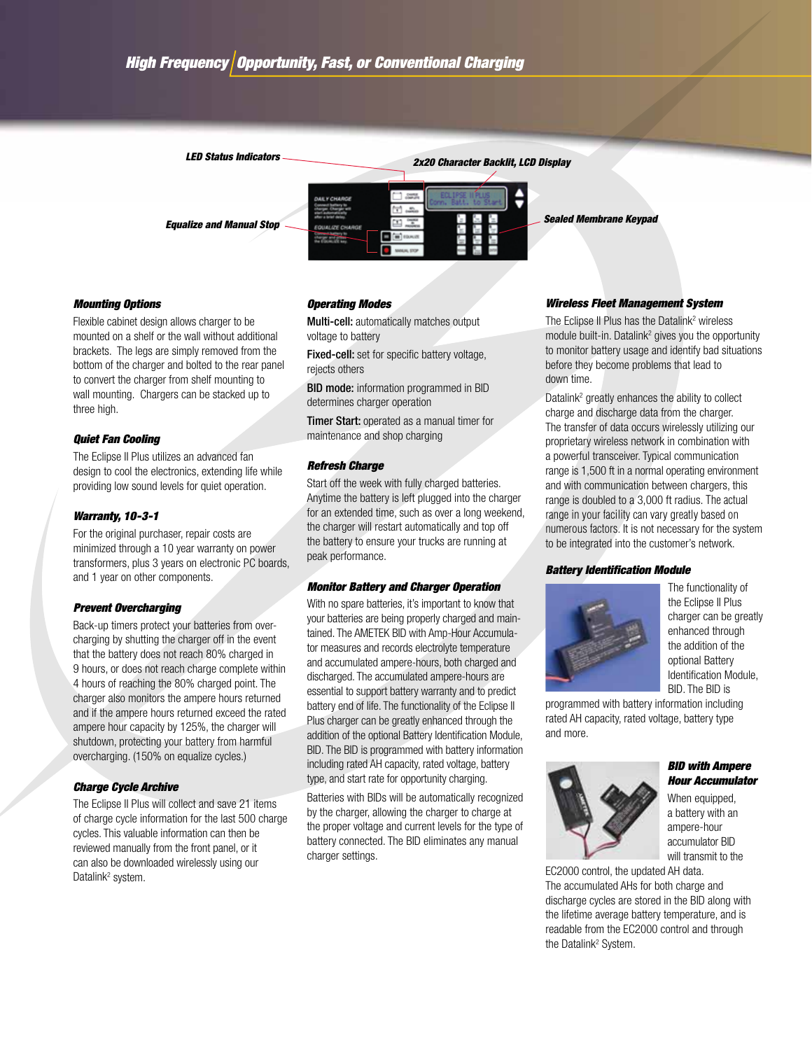## High Frequency | Opportunity, Fast, or Conventional Charging

*LED Status Indicators*

*2x20 Character Backlit, LCD Display*

*Equalize and Manual Stop*

*Sealed Membrane Keypad*

### Mounting Options

Flexible cabinet design allows charger to be mounted on a shelf or the wall without additional brackets. The legs are simply removed from the bottom of the charger and bolted to the rear panel to convert the charger from shelf mounting to wall mounting. Chargers can be stacked up to three high.

### Quiet Fan Cooling

The Eclipse II Plus utilizes an advanced fan design to cool the electronics, extending life while providing low sound levels for quiet operation.

### Warranty, 10-3-1

For the original purchaser, repair costs are minimized through a 10 year warranty on power transformers, plus 3 years on electronic PC boards, and 1 year on other components.

### Prevent Overcharging

Back-up timers protect your batteries from over-charging by shutting the charger off in the event that the battery does not reach 80% charged in 9 hours, or does not reach charge complete within 4 hours of reaching the 80% charged point. The charger also monitors the ampere hours returned and if the ampere hours returned exceed the rated ampere hour capacity by 125%, the charger will shutdown, protecting your battery from harmful overcharging. (150% on equalize cycles.)

### Charge Cycle Archive

The Eclipse II Plus will collect and save 21 items of charge cycle information for the last 500 charge cycles. This valuable information can then be reviewed manually from the front panel, or it can also be downloaded wirelessly using our Datalink[2] system.

### Operating Modes

**Multi-cell:** automatically matches output voltage to battery

**Fixed-cell:** set for specific battery voltage, rejects others

**BID mode:** information programmed in BID determines charger operation

**Timer Start:** operated as a manual timer for maintenance and shop charging

### Refresh Charge

Start off the week with fully charged batteries. Anytime the battery is left plugged into the charger for an extended time, such as over a long weekend, the charger will restart automatically and top off the battery to ensure your trucks are running at peak performance.

### Monitor Battery and Charger Operation

With no spare batteries, it's important to know that your batteries are being properly charged and maintained. The AMETEK BID with Amp-Hour Accumulator measures and records electrolyte temperature and accumulated ampere-hours, both charged and discharged. The accumulated ampere-hours are essential to support battery warranty and to predict battery end of life. The functionality of the Eclipse II Plus charger can be greatly enhanced through the addition of the optional Battery Identification Module, BID. The BID is programmed with battery information including rated AH capacity, rated voltage, battery type, and start rate for opportunity charging.

Batteries with BIDs will be automatically recognized by the charger, allowing the charger to charge at the proper voltage and current levels for the type of battery connected. The BID eliminates any manual charger settings.

### Wireless Fleet Management System

The Eclipse II Plus has the Datalink[2] wireless module built-in. Datalink[2] gives you the opportunity to monitor battery usage and identify bad situations before they become problems that lead to down time.

Datalink[2] greatly enhances the ability to collect charge and discharge data from the charger. The transfer of data occurs wirelessly utilizing our proprietary wireless network in combination with a powerful transceiver. Typical communication range is 1,500 ft in a normal operating environment and with communication between chargers, this range is doubled to a 3,000 ft radius. The actual range in your facility can vary greatly based on numerous factors. It is not necessary for the system to be integrated into the customer's network.

### Battery Identification Module

The functionality of the Eclipse II Plus charger can be greatly enhanced through the addition of the optional Battery Identification Module, BID. The BID is programmed with battery information including rated AH capacity, rated voltage, battery type and more.

### BID with Ampere Hour Accumulator

When equipped, a battery with an ampere-hour accumulator BID will transmit to the EC2000 control, the updated AH data. The accumulated AHs for both charge and discharge cycles are stored in the BID along with the lifetime average battery temperature, and is readable from the EC2000 control and through the Datalink[2] System.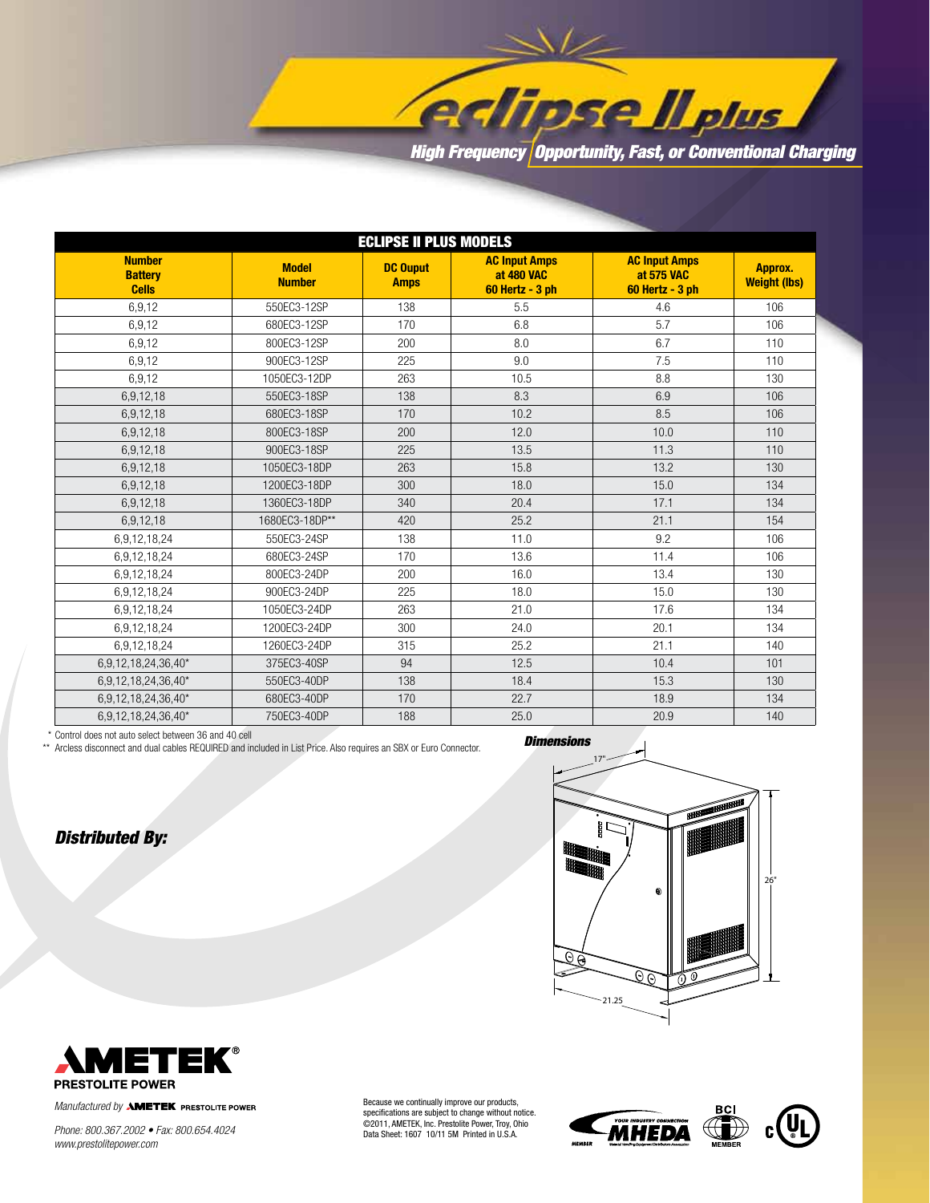# eclipse II plus

*High Frequency | Opportunity, Fast, or Conventional Charging*

| ECLIPSE II PLUS MODELS | | | | | |
|---|---|---|---|---|---|
| **Number Battery Cells** | **Model Number** | **DC Ouput Amps** | **AC Input Amps at 480 VAC 60 Hertz - 3 ph** | **AC Input Amps at 575 VAC 60 Hertz - 3 ph** | **Approx. Weight (lbs)** |
| 6,9,12 | 550EC3-12SP | 138 | 5.5 | 4.6 | 106 |
| 6,9,12 | 680EC3-12SP | 170 | 6.8 | 5.7 | 106 |
| 6,9,12 | 800EC3-12SP | 200 | 8.0 | 6.7 | 110 |
| 6,9,12 | 900EC3-12SP | 225 | 9.0 | 7.5 | 110 |
| 6,9,12 | 1050EC3-12DP | 263 | 10.5 | 8.8 | 130 |
| 6,9,12,18 | 550EC3-18SP | 138 | 8.3 | 6.9 | 106 |
| 6,9,12,18 | 680EC3-18SP | 170 | 10.2 | 8.5 | 106 |
| 6,9,12,18 | 800EC3-18SP | 200 | 12.0 | 10.0 | 110 |
| 6,9,12,18 | 900EC3-18SP | 225 | 13.5 | 11.3 | 110 |
| 6,9,12,18 | 1050EC3-18DP | 263 | 15.8 | 13.2 | 130 |
| 6,9,12,18 | 1200EC3-18DP | 300 | 18.0 | 15.0 | 134 |
| 6,9,12,18 | 1360EC3-18DP | 340 | 20.4 | 17.1 | 134 |
| 6,9,12,18 | 1680EC3-18DP** | 420 | 25.2 | 21.1 | 154 |
| 6,9,12,18,24 | 550EC3-24SP | 138 | 11.0 | 9.2 | 106 |
| 6,9,12,18,24 | 680EC3-24SP | 170 | 13.6 | 11.4 | 106 |
| 6,9,12,18,24 | 800EC3-24DP | 200 | 16.0 | 13.4 | 130 |
| 6,9,12,18,24 | 900EC3-24DP | 225 | 18.0 | 15.0 | 130 |
| 6,9,12,18,24 | 1050EC3-24DP | 263 | 21.0 | 17.6 | 134 |
| 6,9,12,18,24 | 1200EC3-24DP | 300 | 24.0 | 20.1 | 134 |
| 6,9,12,18,24 | 1260EC3-24DP | 315 | 25.2 | 21.1 | 140 |
| 6,9,12,18,24,36,40* | 375EC3-40SP | 94 | 12.5 | 10.4 | 101 |
| 6,9,12,18,24,36,40* | 550EC3-40DP | 138 | 18.4 | 15.3 | 130 |
| 6,9,12,18,24,36,40* | 680EC3-40DP | 170 | 22.7 | 18.9 | 134 |
| 6,9,12,18,24,36,40* | 750EC3-40DP | 188 | 25.0 | 20.9 | 140 |

\* Control does not auto select between 36 and 40 cell

** Arcless disconnect and dual cables REQUIRED and included in List Price. Also requires an SBX or Euro Connector.

***Dimensions***

17"

26"

21.25

***Distributed By:***

AMETEK® PRESTOLITE POWER

*Manufactured by* AMETEK PRESTOLITE POWER

*Phone: 800.367.2002 • Fax: 800.654.4024*
*www.prestolitepower.com*

Because we continually improve our products, specifications are subject to change without notice.
©2011, AMETEK, Inc. Prestolite Power, Troy, Ohio
Data Sheet: 1607 10/11 5M Printed in U.S.A.

MHEDA MEMBER — BCI MEMBER — cUL